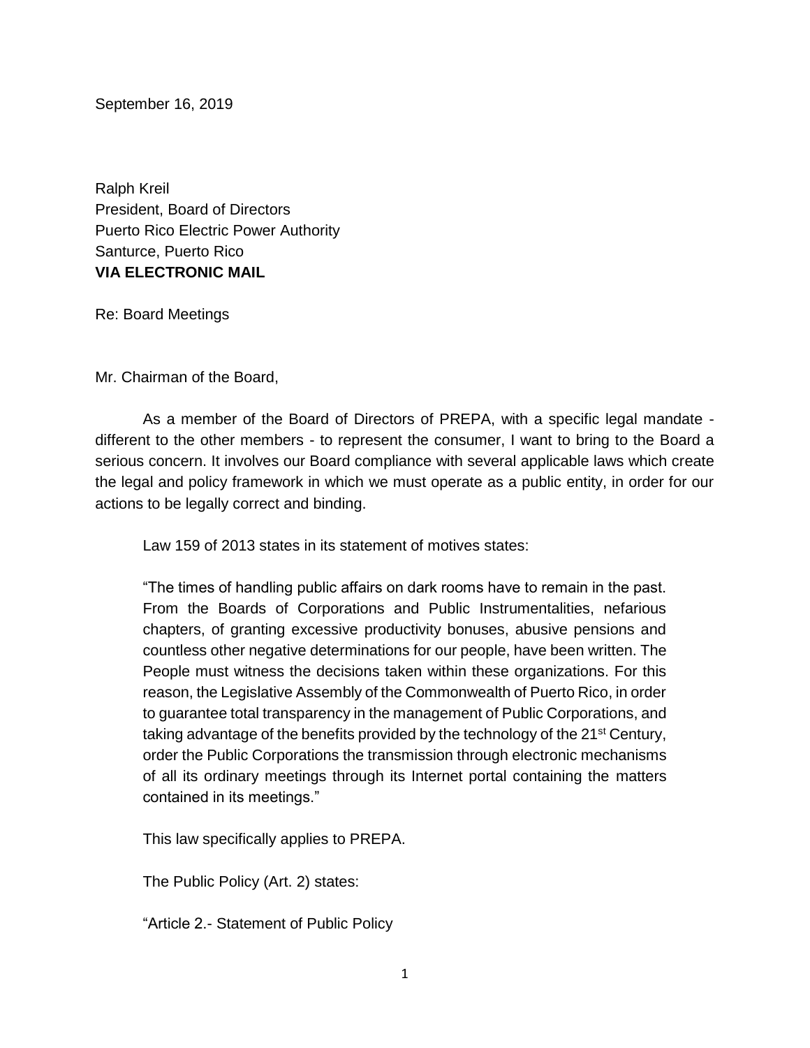September 16, 2019

Ralph Kreil
President, Board of Directors
Puerto Rico Electric Power Authority
Santurce, Puerto Rico
**VIA ELECTRONIC MAIL**

Re: Board Meetings

Mr. Chairman of the Board,

As a member of the Board of Directors of PREPA, with a specific legal mandate - different to the other members - to represent the consumer, I want to bring to the Board a serious concern. It involves our Board compliance with several applicable laws which create the legal and policy framework in which we must operate as a public entity, in order for our actions to be legally correct and binding.

Law 159 of 2013 states in its statement of motives states:

> "The times of handling public affairs on dark rooms have to remain in the past. From the Boards of Corporations and Public Instrumentalities, nefarious chapters, of granting excessive productivity bonuses, abusive pensions and countless other negative determinations for our people, have been written. The People must witness the decisions taken within these organizations. For this reason, the Legislative Assembly of the Commonwealth of Puerto Rico, in order to guarantee total transparency in the management of Public Corporations, and taking advantage of the benefits provided by the technology of the 21st Century, order the Public Corporations the transmission through electronic mechanisms of all its ordinary meetings through its Internet portal containing the matters contained in its meetings."

This law specifically applies to PREPA.

The Public Policy (Art. 2) states:

"Article 2.- Statement of Public Policy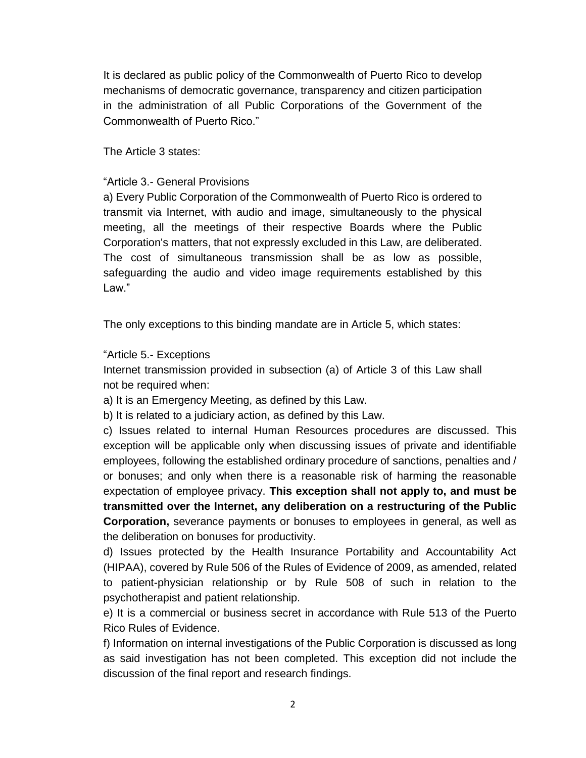It is declared as public policy of the Commonwealth of Puerto Rico to develop mechanisms of democratic governance, transparency and citizen participation in the administration of all Public Corporations of the Government of the Commonwealth of Puerto Rico."

The Article 3 states:

"Article 3.- General Provisions
a) Every Public Corporation of the Commonwealth of Puerto Rico is ordered to transmit via Internet, with audio and image, simultaneously to the physical meeting, all the meetings of their respective Boards where the Public Corporation's matters, that not expressly excluded in this Law, are deliberated. The cost of simultaneous transmission shall be as low as possible, safeguarding the audio and video image requirements established by this Law."

The only exceptions to this binding mandate are in Article 5, which states:

"Article 5.- Exceptions
Internet transmission provided in subsection (a) of Article 3 of this Law shall not be required when:

a) It is an Emergency Meeting, as defined by this Law.

b) It is related to a judiciary action, as defined by this Law.

c) Issues related to internal Human Resources procedures are discussed. This exception will be applicable only when discussing issues of private and identifiable employees, following the established ordinary procedure of sanctions, penalties and / or bonuses; and only when there is a reasonable risk of harming the reasonable expectation of employee privacy. **This exception shall not apply to, and must be transmitted over the Internet, any deliberation on a restructuring of the Public Corporation,** severance payments or bonuses to employees in general, as well as the deliberation on bonuses for productivity.

d) Issues protected by the Health Insurance Portability and Accountability Act (HIPAA), covered by Rule 506 of the Rules of Evidence of 2009, as amended, related to patient-physician relationship or by Rule 508 of such in relation to the psychotherapist and patient relationship.

e) It is a commercial or business secret in accordance with Rule 513 of the Puerto Rico Rules of Evidence.

f) Information on internal investigations of the Public Corporation is discussed as long as said investigation has not been completed. This exception did not include the discussion of the final report and research findings.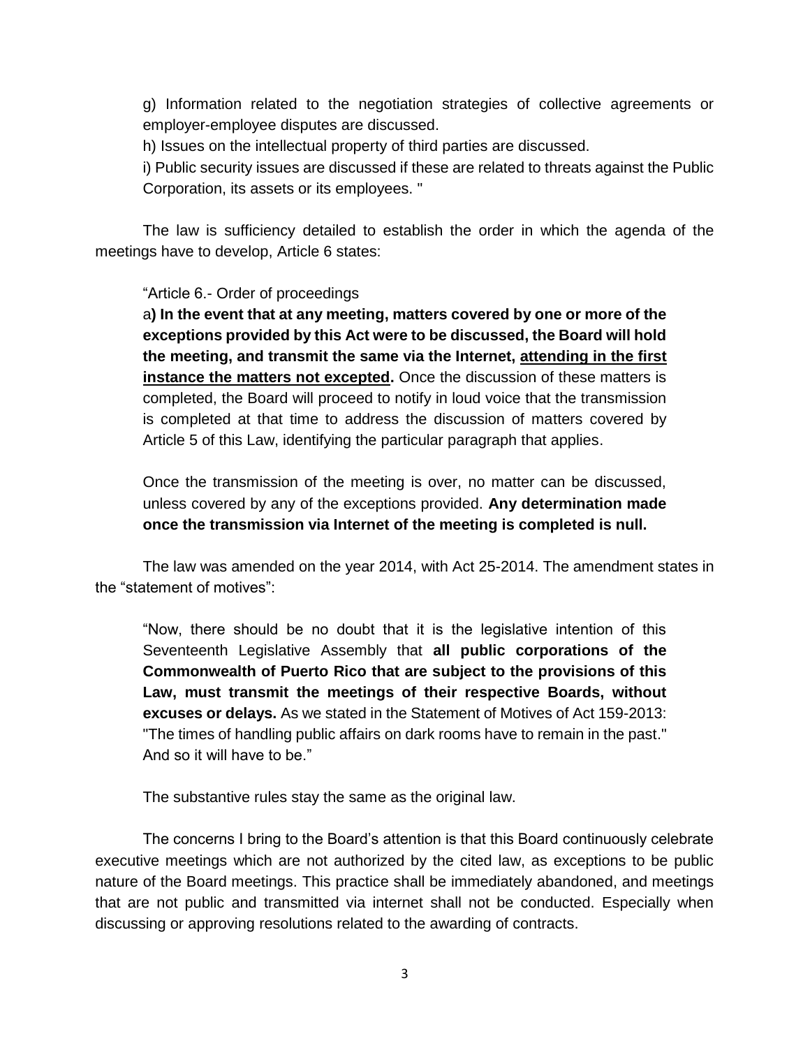g) Information related to the negotiation strategies of collective agreements or employer-employee disputes are discussed.

h) Issues on the intellectual property of third parties are discussed.

i) Public security issues are discussed if these are related to threats against the Public Corporation, its assets or its employees. "

The law is sufficiency detailed to establish the order in which the agenda of the meetings have to develop, Article 6 states:

> "Article 6.- Order of proceedings
>
> a**) In the event that at any meeting, matters covered by one or more of the exceptions provided by this Act were to be discussed, the Board will hold the meeting, and transmit the same via the Internet, <u>attending in the first instance the matters not excepted</u>.** Once the discussion of these matters is completed, the Board will proceed to notify in loud voice that the transmission is completed at that time to address the discussion of matters covered by Article 5 of this Law, identifying the particular paragraph that applies.
>
> Once the transmission of the meeting is over, no matter can be discussed, unless covered by any of the exceptions provided. **Any determination made once the transmission via Internet of the meeting is completed is null.**

The law was amended on the year 2014, with Act 25-2014. The amendment states in the "statement of motives":

> "Now, there should be no doubt that it is the legislative intention of this Seventeenth Legislative Assembly that **all public corporations of the Commonwealth of Puerto Rico that are subject to the provisions of this Law, must transmit the meetings of their respective Boards, without excuses or delays.** As we stated in the Statement of Motives of Act 159-2013: "The times of handling public affairs on dark rooms have to remain in the past." And so it will have to be."

The substantive rules stay the same as the original law.

The concerns I bring to the Board's attention is that this Board continuously celebrate executive meetings which are not authorized by the cited law, as exceptions to be public nature of the Board meetings. This practice shall be immediately abandoned, and meetings that are not public and transmitted via internet shall not be conducted. Especially when discussing or approving resolutions related to the awarding of contracts.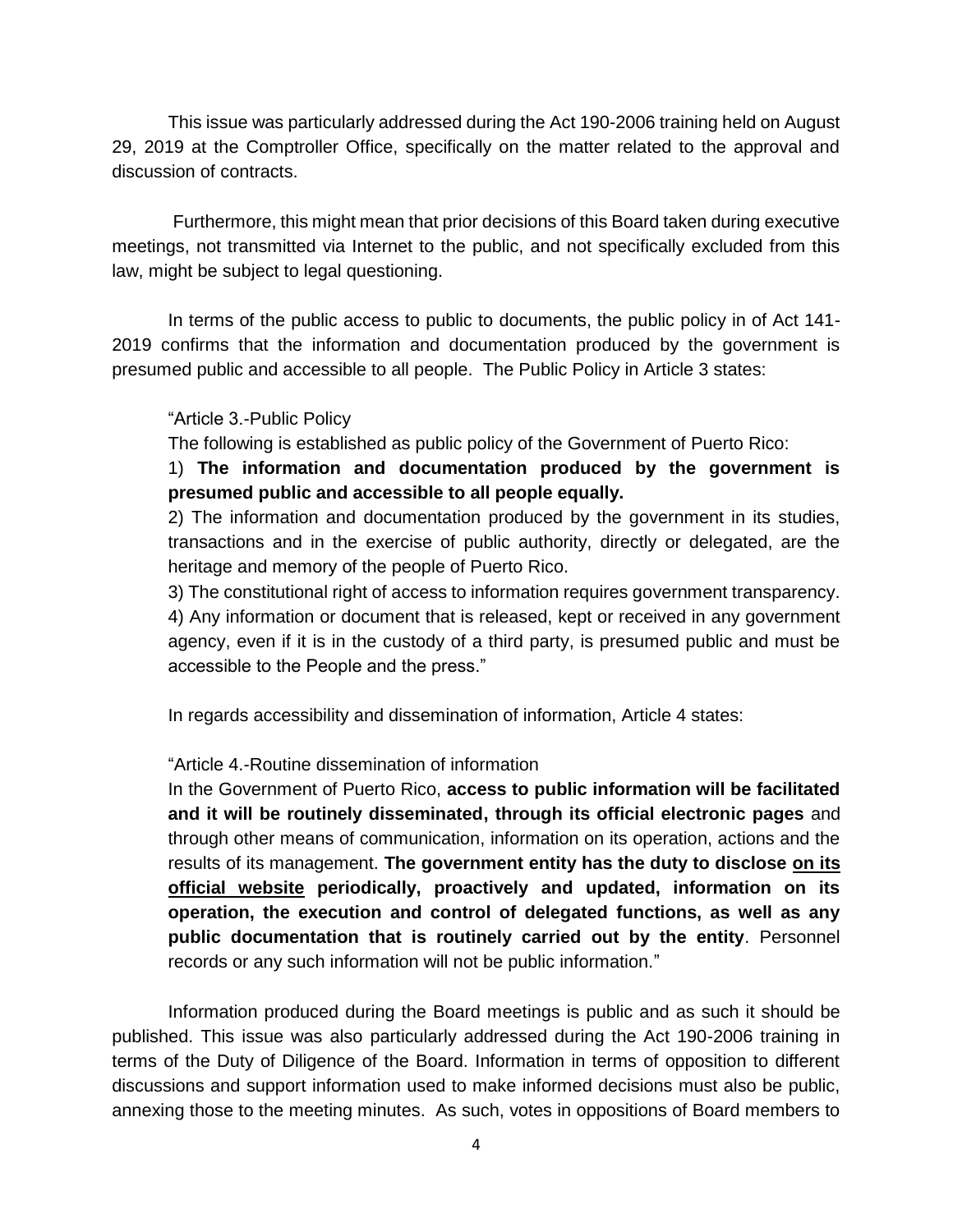This issue was particularly addressed during the Act 190-2006 training held on August 29, 2019 at the Comptroller Office, specifically on the matter related to the approval and discussion of contracts.

Furthermore, this might mean that prior decisions of this Board taken during executive meetings, not transmitted via Internet to the public, and not specifically excluded from this law, might be subject to legal questioning.

In terms of the public access to public to documents, the public policy in of Act 141-2019 confirms that the information and documentation produced by the government is presumed public and accessible to all people. The Public Policy in Article 3 states:

> "Article 3.-Public Policy
>
> The following is established as public policy of the Government of Puerto Rico:
>
> 1) **The information and documentation produced by the government is presumed public and accessible to all people equally.**
>
> 2) The information and documentation produced by the government in its studies, transactions and in the exercise of public authority, directly or delegated, are the heritage and memory of the people of Puerto Rico.
>
> 3) The constitutional right of access to information requires government transparency.
>
> 4) Any information or document that is released, kept or received in any government agency, even if it is in the custody of a third party, is presumed public and must be accessible to the People and the press."
>
> In regards accessibility and dissemination of information, Article 4 states:
>
> "Article 4.-Routine dissemination of information
>
> In the Government of Puerto Rico, **access to public information will be facilitated and it will be routinely disseminated, through its official electronic pages** and through other means of communication, information on its operation, actions and the results of its management. **The government entity has the duty to disclose <u>on its official website</u> periodically, proactively and updated, information on its operation, the execution and control of delegated functions, as well as any public documentation that is routinely carried out by the entity**. Personnel records or any such information will not be public information."

Information produced during the Board meetings is public and as such it should be published. This issue was also particularly addressed during the Act 190-2006 training in terms of the Duty of Diligence of the Board. Information in terms of opposition to different discussions and support information used to make informed decisions must also be public, annexing those to the meeting minutes. As such, votes in oppositions of Board members to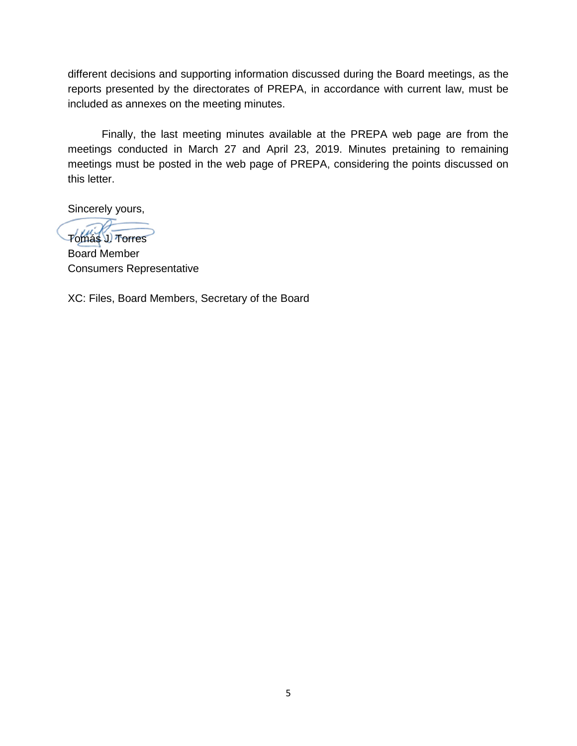different decisions and supporting information discussed during the Board meetings, as the reports presented by the directorates of PREPA, in accordance with current law, must be included as annexes on the meeting minutes.

Finally, the last meeting minutes available at the PREPA web page are from the meetings conducted in March 27 and April 23, 2019. Minutes pretaining to remaining meetings must be posted in the web page of PREPA, considering the points discussed on this letter.

Sincerely yours,

Tomás J. Torres
Board Member
Consumers Representative

XC: Files, Board Members, Secretary of the Board